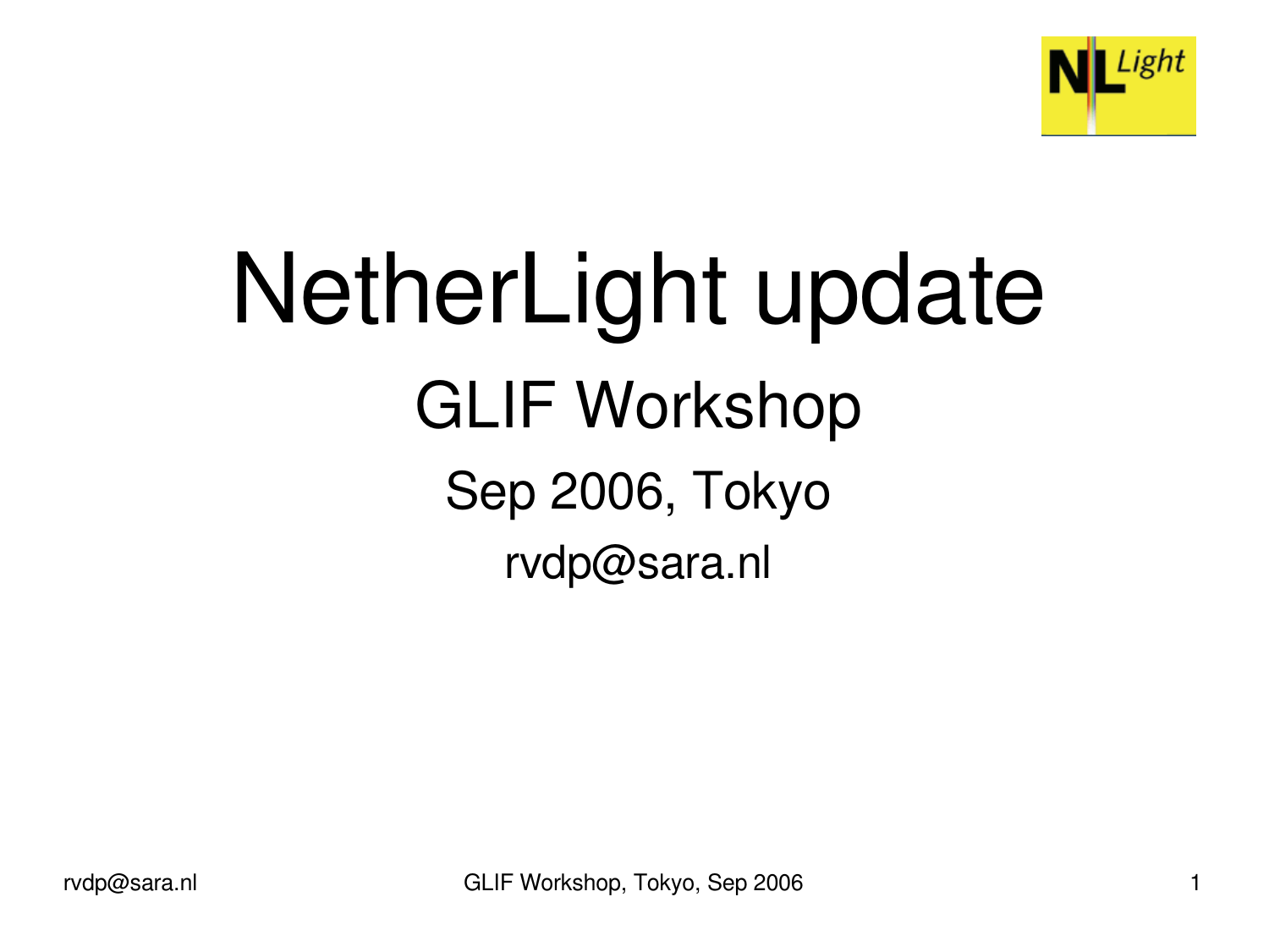# NetherLight update

## GLIF Workshop

Sep 2006, Tokyo

rvdp@sara.nl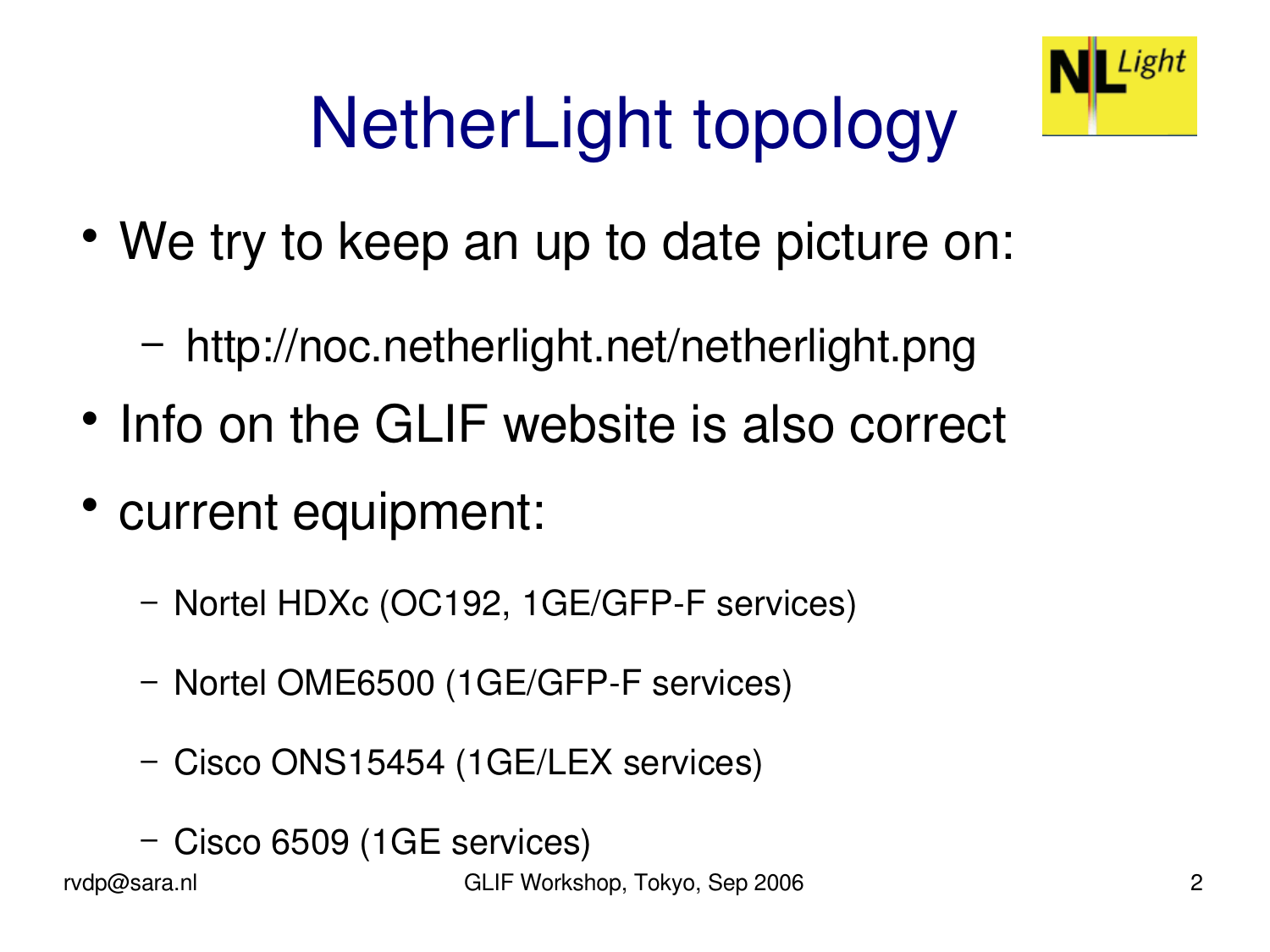# NetherLight topology

- We try to keep an up to date picture on:
  - http://noc.netherlight.net/netherlight.png
- Info on the GLIF website is also correct
- current equipment:
  - Nortel HDXc (OC192, 1GE/GFP-F services)
  - Nortel OME6500 (1GE/GFP-F services)
  - Cisco ONS15454 (1GE/LEX services)
  - Cisco 6509 (1GE services)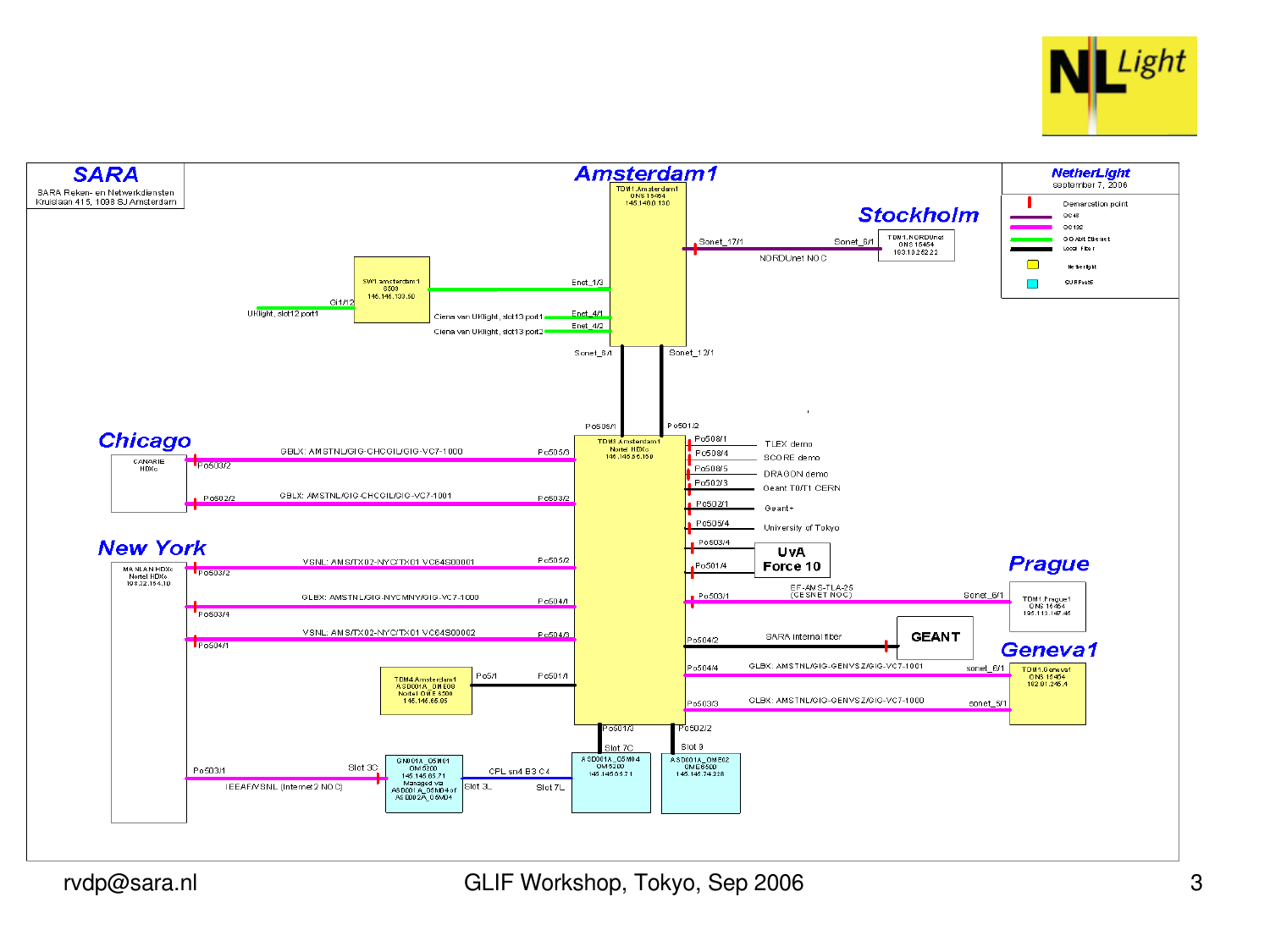NL Light

# SARA

SARA Reken- en Netwerkdiensten
Kruislaan 415, 1098 SJ Amsterdam

## Amsterdam1

TDM1 Amsterdam1
ONS 15454
145.146.0.130

## Stockholm

TDM1 NORDUnet
ONS 15454
193.10.252.22

Sonet_17/1 — Sonet_6/1 NORDUnet NOC

SW1 amsterdam1
6509
145.146.133.50

Gi1/12 UKlight, slot12 port1

Enet_1/3

Ciena van UKlight, slot13 port1 — Enet_4/1

Ciena van UKlight, slot13 port2 — Enet_4/2

Sonet_6/1 — Po505/1

Sonet_12/1 — Po501/2

TDM3 Amsterdam1
Nortel HDXc
145.146.66.150

## Chicago

CANARIE
HDXc

Po503/2 — GBLX: AMSTNL/GIG-CHCGIL/GIG-VC7-1000 — Po505/3

Po502/2 — GBLX: AMSTNL/GIG-CHCGIL/GIG-VC7-1001 — Po503/2

## New York

MANLAN HDXc
Nortel HDXc
198.32.154.10

Po503/2 — VSNL: AMS/TX02-NYC/TX01 VC64S00001 — Po505/2

Po503/4 — GLBX: AMSTNL/GIG-NYCMNY/GIG-VC7-1000 — Po504/1

Po504/1 — VSNL: AMS/TX02-NYC/TX01 VC64S00002 — Po504/3

Po503/1 — IEEAF/VSNL (Internet2 NOC) — Slot 3C

TDM4 Amsterdam1
ASD001A_OME00
Nortel OME 6500
145.146.66.65

Po5/1 — Po501/1

GN001A_OS#01
OM 5200
145.145.65.71
Managed via
ASD001A_OS#04 of
ASD002A_OS#04

CPL sn4 B3 C4 — Slot 3L — Slot 7L

Po501/3 — Slot 7C

ASD001A_OS#04
OM 5200
145.145.65.71

Po502/2 — Slot 8

ASD001A_OME02
OME6500
145.146.74.228

Po508/1 — TLEX demo

Po508/4 — SCORE demo

Po508/5 — DRAGON demo

Po502/3 — Geant T0/T1 CERN

Po502/1 — Geant+

Po505/4 — University of Tokyo

Po503/4 — UvA Force 10

Po501/4 — UvA Force 10

## Prague

Po503/1 — EF-AMS-TLA-25 (CESNET NOC) — Sonet_6/1

TDM1 Prague1
ONS 15454
195.113.147.46

Po504/2 — SARA internal fiber — GEANT

## Geneva1

Po504/4 — GLBX: AMSTNL/GIG-GENVSZ/GIG-VC7-1001 — sonet_6/1

Po503/3 — GLBX: AMSTNL/GIG-GENVSZ/GIG-VC7-1000 — sonet_5/1

TDM1 Geneva1
ONS 15454
192.91.245.4

**NetherLight**
september 7, 2006

Legend:
- Demarcation point
- OC48
- OC192
- Gigabit Ethernet
- Local Fiber
- Netherlight
- SURFnet6

rvdp@sara.nl

GLIF Workshop, Tokyo, Sep 2006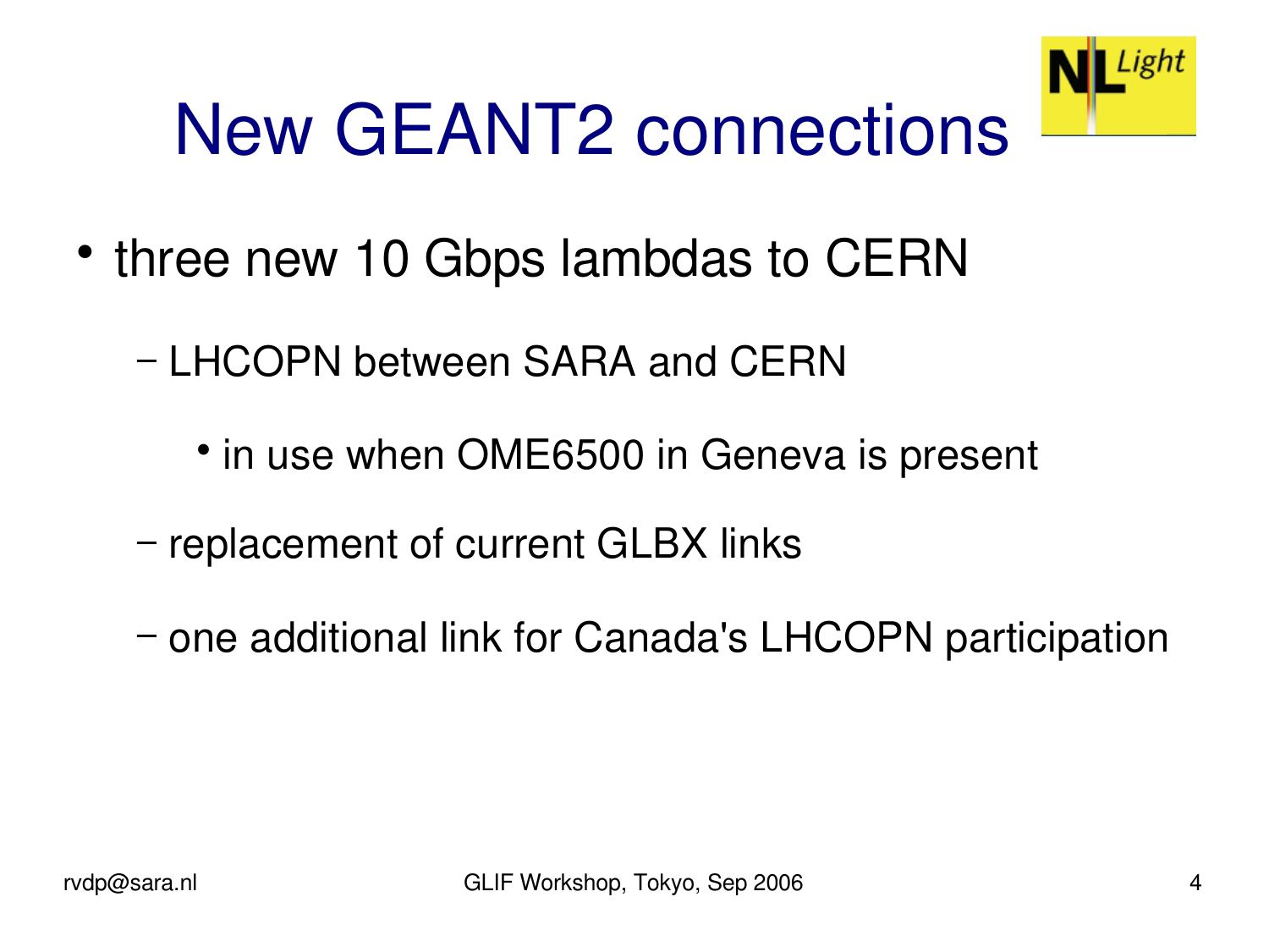# New GEANT2 connections

- three new 10 Gbps lambdas to CERN
  - LHCOPN between SARA and CERN
    - in use when OME6500 in Geneva is present
  - replacement of current GLBX links
  - one additional link for Canada's LHCOPN participation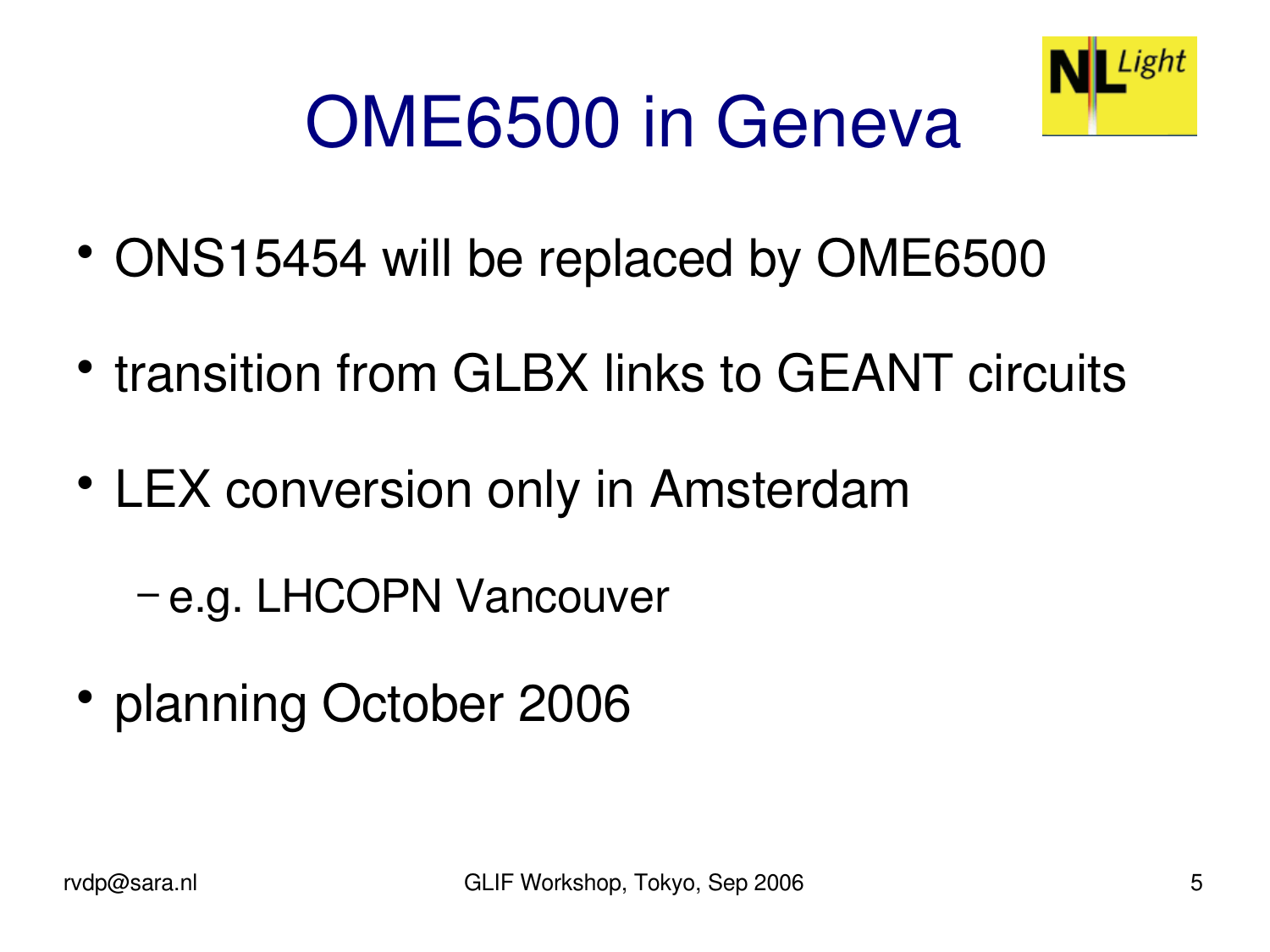# OME6500 in Geneva

- ONS15454 will be replaced by OME6500
- transition from GLBX links to GEANT circuits
- LEX conversion only in Amsterdam
  - e.g. LHCOPN Vancouver
- planning October 2006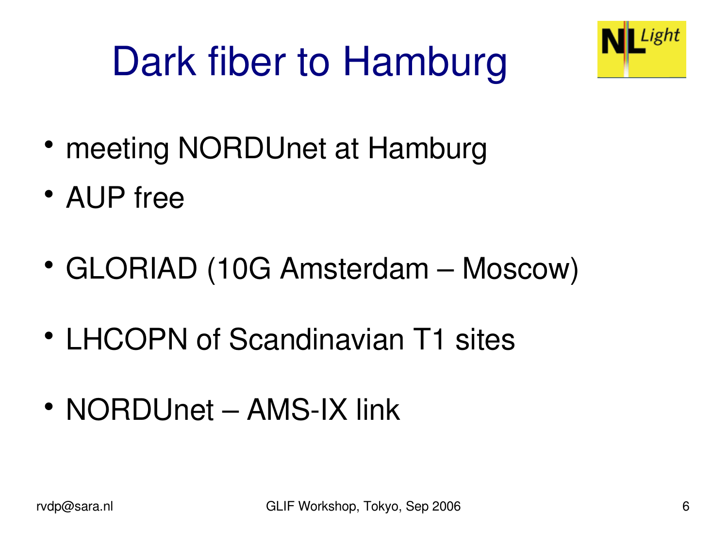# Dark fiber to Hamburg

- meeting NORDUnet at Hamburg
- AUP free
- GLORIAD (10G Amsterdam – Moscow)
- LHCOPN of Scandinavian T1 sites
- NORDUnet – AMS-IX link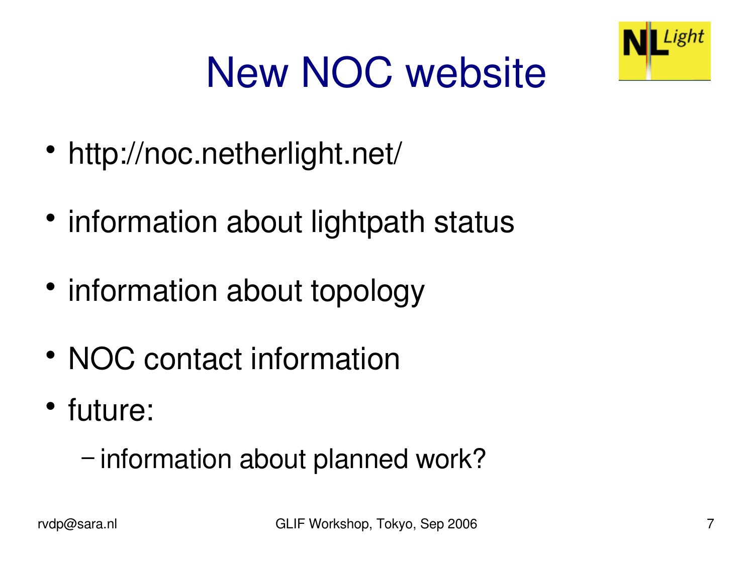# New NOC website

- http://noc.netherlight.net/
- information about lightpath status
- information about topology
- NOC contact information
- future:
  - information about planned work?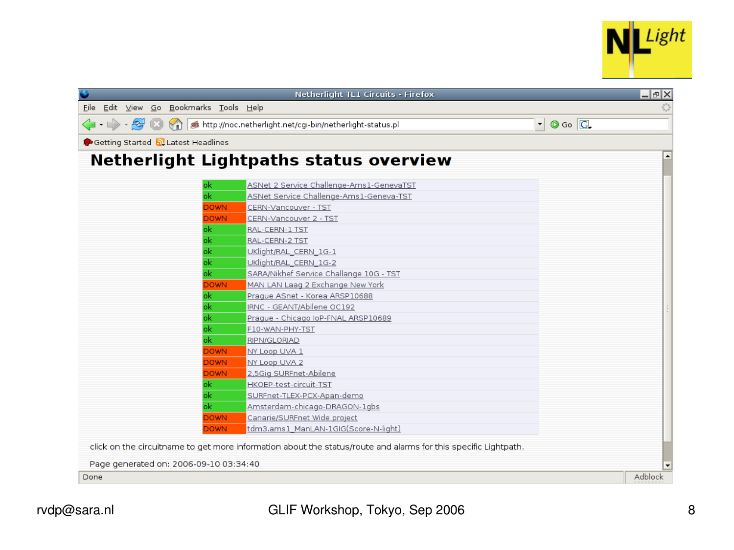# Netherlight Lightpaths status overview

| Status | Lightpath |
| --- | --- |
| ok | ASNet 2 Service Challenge-Ams1-GenevaTST |
| ok | ASNet Service Challenge-Ams1-Geneva-TST |
| DOWN | CERN-Vancouver - TST |
| DOWN | CERN-Vancouver 2 - TST |
| ok | RAL-CERN-1 TST |
| ok | RAL-CERN-2 TST |
| ok | UKlight/RAL_CERN_1G-1 |
| ok | UKlight/RAL_CERN_1G-2 |
| ok | SARA/Nikhef Service Challange 10G - TST |
| DOWN | MAN LAN Laag 2 Exchange New York |
| ok | Prague ASnet - Korea ARSP10688 |
| ok | IRNC - GEANT/Abilene OC192 |
| ok | Prague - Chicago IoP-FNAL ARSP10689 |
| ok | F10-WAN-PHY-TST |
| ok | RIPN/GLORIAD |
| DOWN | NY Loop UVA 1 |
| DOWN | NY Loop UVA 2 |
| DOWN | 2,5Gig SURFnet-Abilene |
| ok | HKOEP-test-circuit-TST |
| ok | SURFnet-TLEX-PCX-Apan-demo |
| ok | Amsterdam-chicago-DRAGON-1gbs |
| DOWN | Canarie/SURFnet Wide project |
| DOWN | tdm3.ams1_ManLAN-1GIG(Score-N-light) |

click on the circuitname to get more information about the status/route and alarms for this specific Lightpath.

Page generated on: 2006-09-10 03:34:40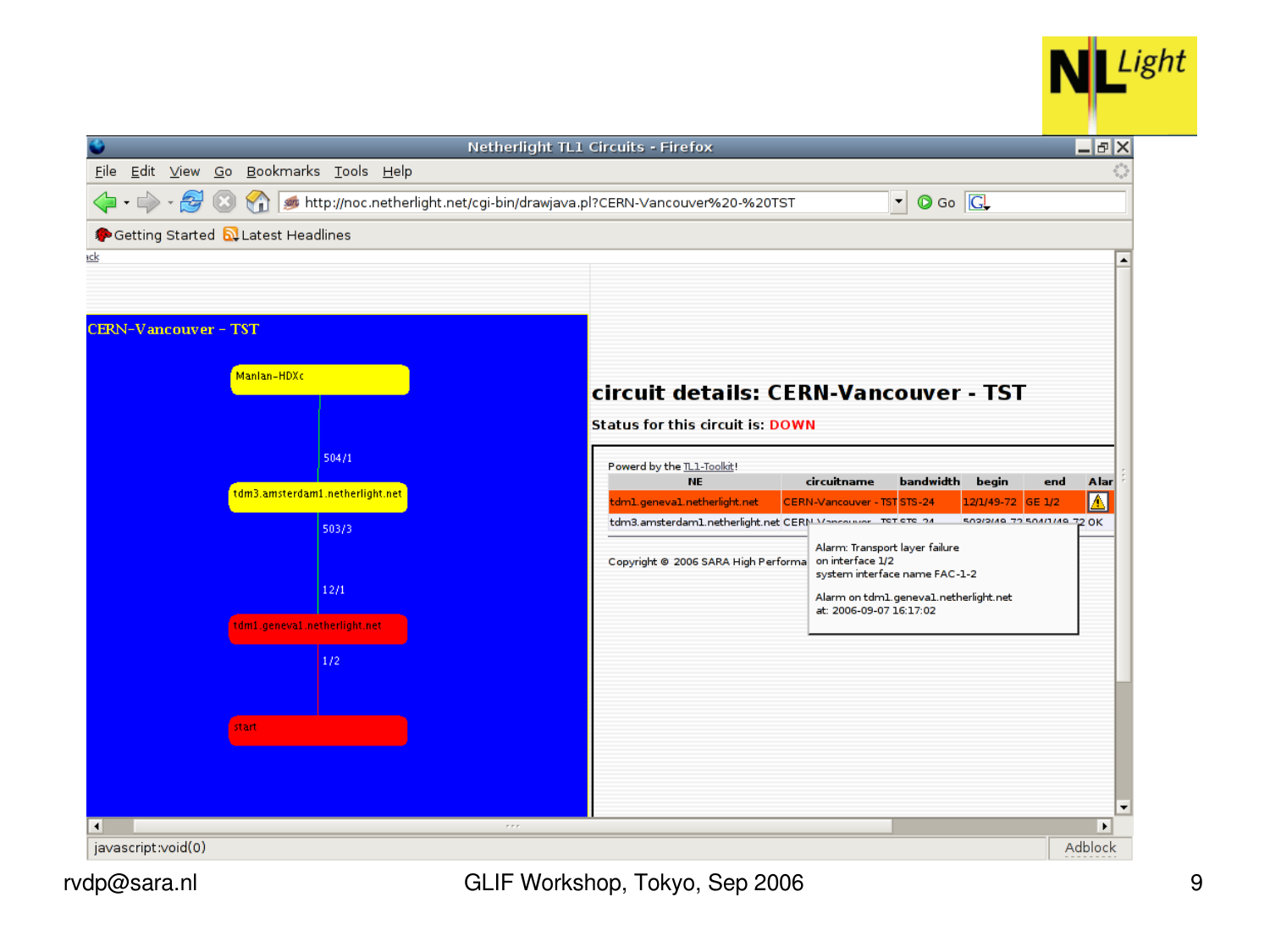Netherlight TL1 Circuits - Firefox

http://noc.netherlight.net/cgi-bin/drawjava.pl?CERN-Vancouver%20-%20TST

CERN-Vancouver - TST

Manlan-HDXc

504/1

tdm3.amsterdam1.netherlight.net

503/3

12/1

tdm1.geneva1.netherlight.net

1/2

start

## circuit details: CERN-Vancouver - TST

**Status for this circuit is: DOWN**

Powerd by the TL1-Toolkit!

| NE | circuitname | bandwidth | begin | end | Alar |
|---|---|---|---|---|---|
| tdm1.geneva1.netherlight.net | CERN-Vancouver - TST | STS-24 | 12/1/49-72 | GE 1/2 | ⚠ |
| tdm3.amsterdam1.netherlight.net | CERN-Vancouver - TST | STS-24 | 503/3/49-72 | 504/1/49-72 | OK |

Alarm: Transport layer failure
on interface 1/2
system interface name FAC-1-2

Alarm on tdm1.geneva1.netherlight.net
at: 2006-09-07 16:17:02

Copyright © 2006 SARA High Performa

javascript:void(0)

rvdp@sara.nl

GLIF Workshop, Tokyo, Sep 2006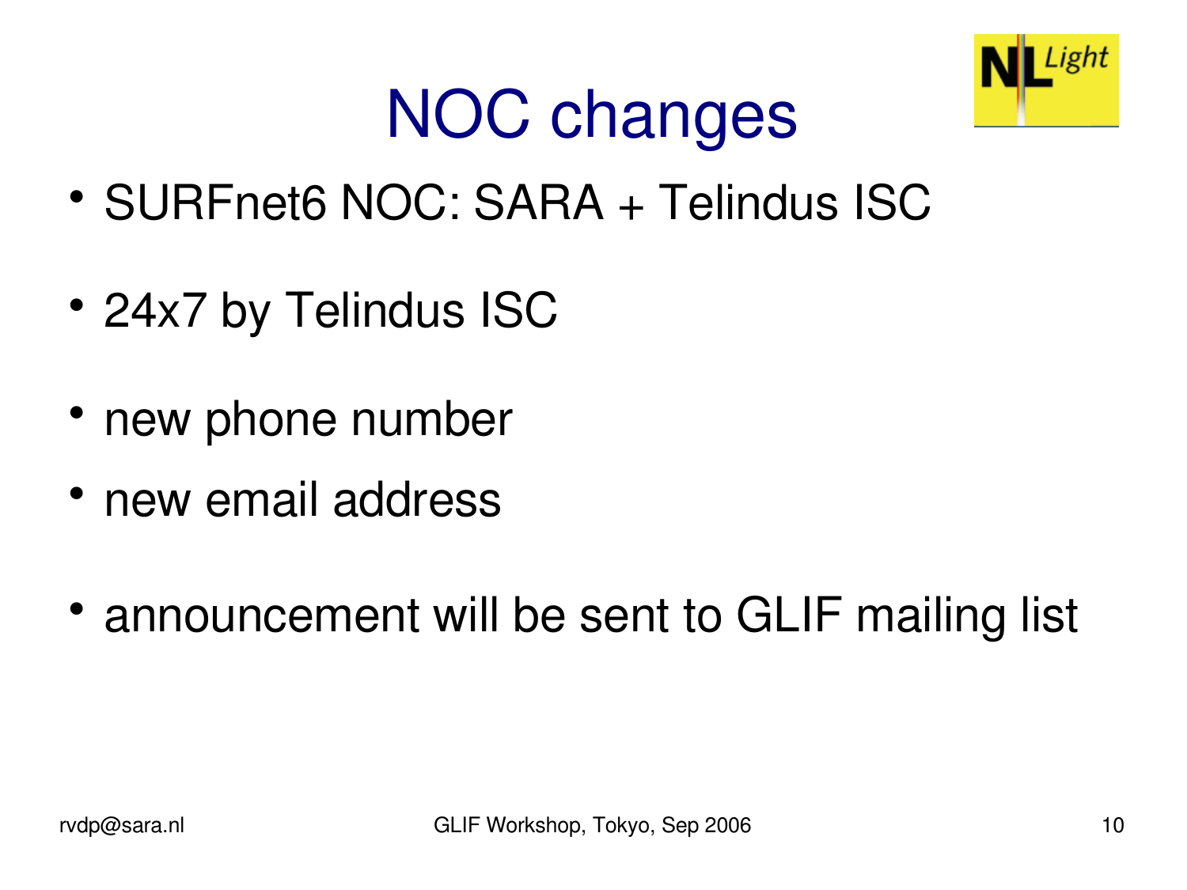# NOC changes

- SURFnet6 NOC: SARA + Telindus ISC
- 24x7 by Telindus ISC
- new phone number
- new email address
- announcement will be sent to GLIF mailing list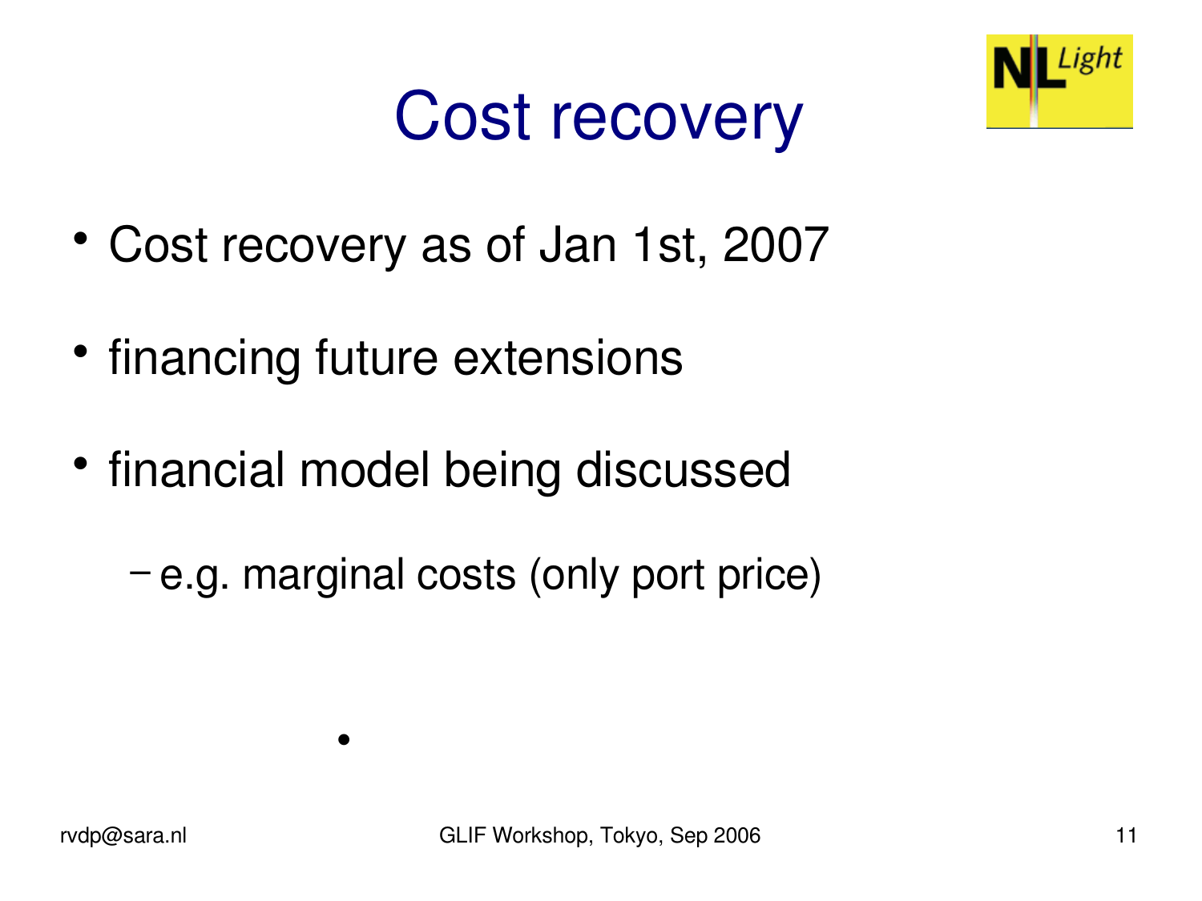# Cost recovery

- Cost recovery as of Jan 1st, 2007
- financing future extensions
- financial model being discussed
  - e.g. marginal costs (only port price)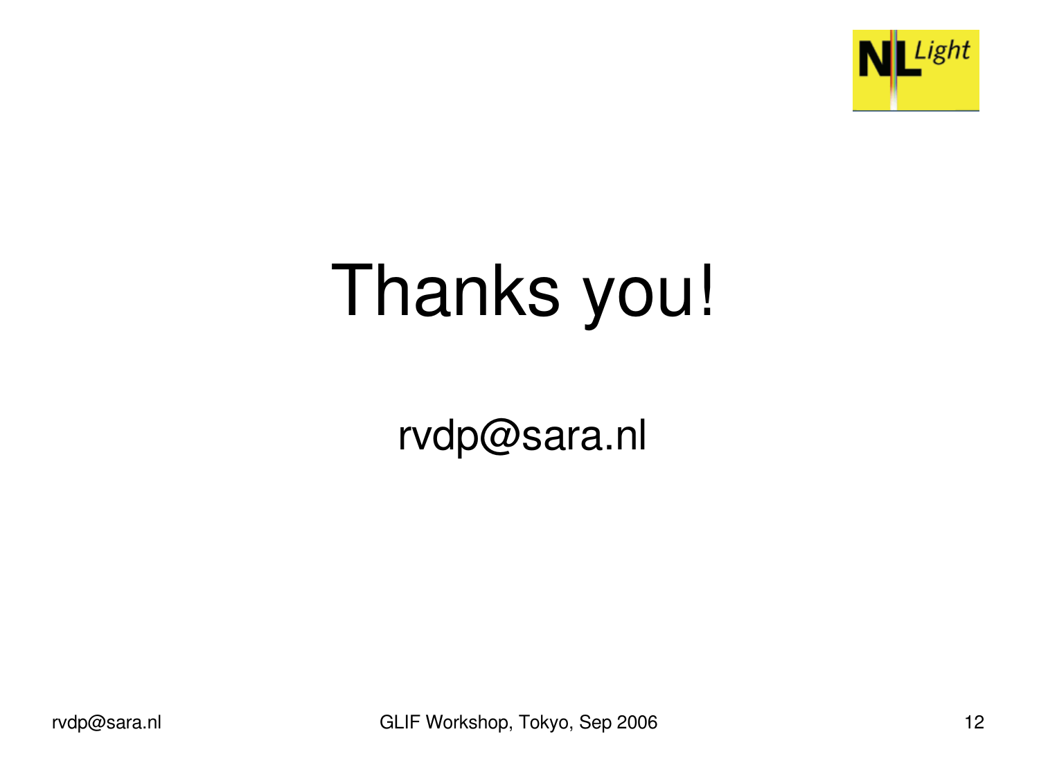# Thanks you!

rvdp@sara.nl